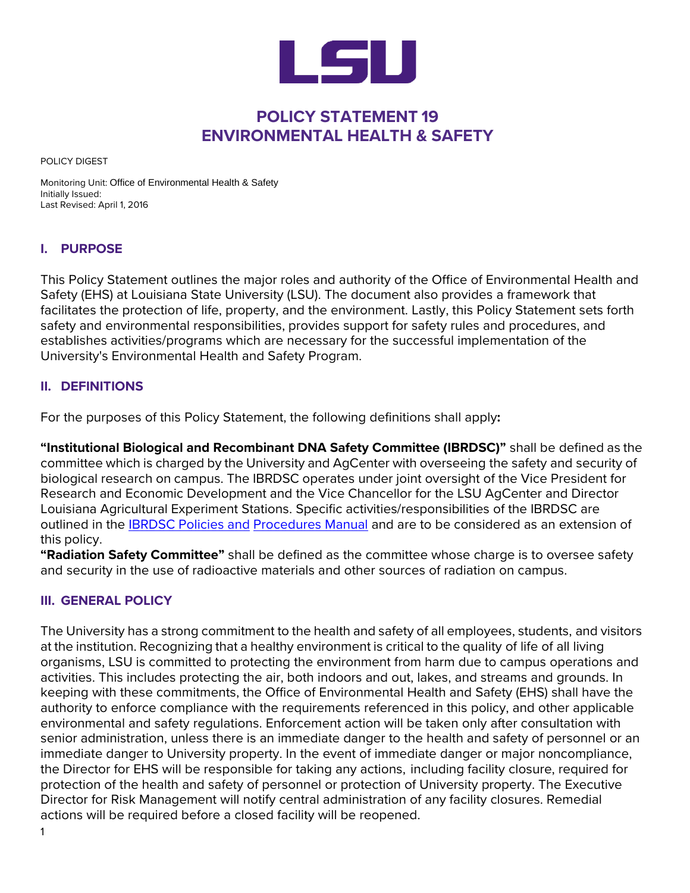# POLICY STATEMENT 19
# ENVIRONMENTAL HEALTH & SAFETY

POLICY DIGEST

Monitoring Unit: Office of Environmental Health & Safety
Initially Issued:
Last Revised: April 1, 2016

## I. PURPOSE

This Policy Statement outlines the major roles and authority of the Office of Environmental Health and Safety (EHS) at Louisiana State University (LSU). The document also provides a framework that facilitates the protection of life, property, and the environment. Lastly, this Policy Statement sets forth safety and environmental responsibilities, provides support for safety rules and procedures, and establishes activities/programs which are necessary for the successful implementation of the University's Environmental Health and Safety Program.

## II. DEFINITIONS

For the purposes of this Policy Statement, the following definitions shall apply**:**

**"Institutional Biological and Recombinant DNA Safety Committee (IBRDSC)"** shall be defined as the committee which is charged by the University and AgCenter with overseeing the safety and security of biological research on campus. The IBRDSC operates under joint oversight of the Vice President for Research and Economic Development and the Vice Chancellor for the LSU AgCenter and Director Louisiana Agricultural Experiment Stations. Specific activities/responsibilities of the IBRDSC are outlined in the IBRDSC Policies and Procedures Manual and are to be considered as an extension of this policy.

**"Radiation Safety Committee"** shall be defined as the committee whose charge is to oversee safety and security in the use of radioactive materials and other sources of radiation on campus.

## III. GENERAL POLICY

The University has a strong commitment to the health and safety of all employees, students, and visitors at the institution. Recognizing that a healthy environment is critical to the quality of life of all living organisms, LSU is committed to protecting the environment from harm due to campus operations and activities. This includes protecting the air, both indoors and out, lakes, and streams and grounds. In keeping with these commitments, the Office of Environmental Health and Safety (EHS) shall have the authority to enforce compliance with the requirements referenced in this policy, and other applicable environmental and safety regulations. Enforcement action will be taken only after consultation with senior administration, unless there is an immediate danger to the health and safety of personnel or an immediate danger to University property. In the event of immediate danger or major noncompliance, the Director for EHS will be responsible for taking any actions, including facility closure, required for protection of the health and safety of personnel or protection of University property. The Executive Director for Risk Management will notify central administration of any facility closures. Remedial actions will be required before a closed facility will be reopened.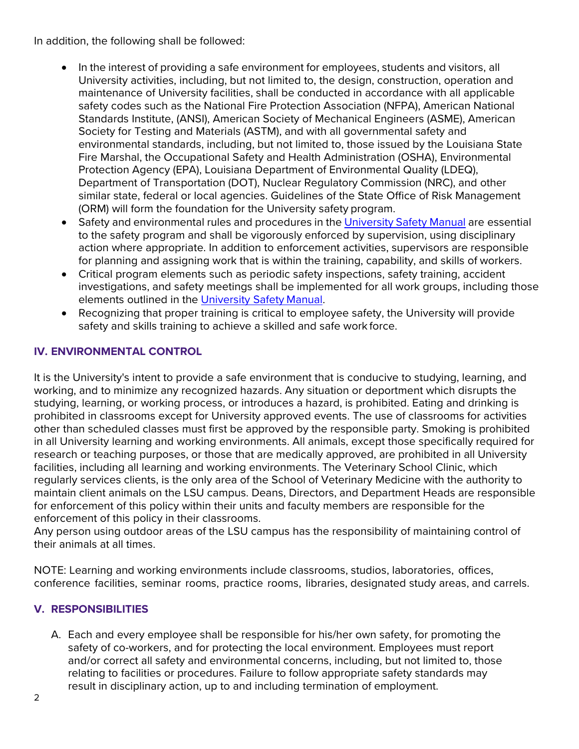In addition, the following shall be followed:

- In the interest of providing a safe environment for employees, students and visitors, all University activities, including, but not limited to, the design, construction, operation and maintenance of University facilities, shall be conducted in accordance with all applicable safety codes such as the National Fire Protection Association (NFPA), American National Standards Institute, (ANSI), American Society of Mechanical Engineers (ASME), American Society for Testing and Materials (ASTM), and with all governmental safety and environmental standards, including, but not limited to, those issued by the Louisiana State Fire Marshal, the Occupational Safety and Health Administration (OSHA), Environmental Protection Agency (EPA), Louisiana Department of Environmental Quality (LDEQ), Department of Transportation (DOT), Nuclear Regulatory Commission (NRC), and other similar state, federal or local agencies. Guidelines of the State Office of Risk Management (ORM) will form the foundation for the University safety program.
- Safety and environmental rules and procedures in the University Safety Manual are essential to the safety program and shall be vigorously enforced by supervision, using disciplinary action where appropriate. In addition to enforcement activities, supervisors are responsible for planning and assigning work that is within the training, capability, and skills of workers.
- Critical program elements such as periodic safety inspections, safety training, accident investigations, and safety meetings shall be implemented for all work groups, including those elements outlined in the University Safety Manual.
- Recognizing that proper training is critical to employee safety, the University will provide safety and skills training to achieve a skilled and safe work force.

## IV. ENVIRONMENTAL CONTROL

It is the University's intent to provide a safe environment that is conducive to studying, learning, and working, and to minimize any recognized hazards. Any situation or deportment which disrupts the studying, learning, or working process, or introduces a hazard, is prohibited. Eating and drinking is prohibited in classrooms except for University approved events. The use of classrooms for activities other than scheduled classes must first be approved by the responsible party. Smoking is prohibited in all University learning and working environments. All animals, except those specifically required for research or teaching purposes, or those that are medically approved, are prohibited in all University facilities, including all learning and working environments. The Veterinary School Clinic, which regularly services clients, is the only area of the School of Veterinary Medicine with the authority to maintain client animals on the LSU campus. Deans, Directors, and Department Heads are responsible for enforcement of this policy within their units and faculty members are responsible for the enforcement of this policy in their classrooms.
Any person using outdoor areas of the LSU campus has the responsibility of maintaining control of their animals at all times.

NOTE: Learning and working environments include classrooms, studios, laboratories, offices, conference facilities, seminar rooms, practice rooms, libraries, designated study areas, and carrels.

## V. RESPONSIBILITIES

A. Each and every employee shall be responsible for his/her own safety, for promoting the safety of co-workers, and for protecting the local environment. Employees must report and/or correct all safety and environmental concerns, including, but not limited to, those relating to facilities or procedures. Failure to follow appropriate safety standards may result in disciplinary action, up to and including termination of employment.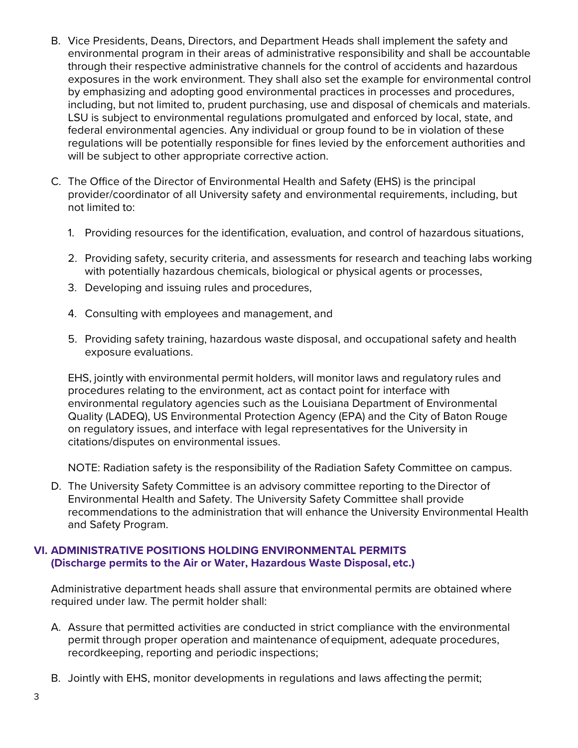B. Vice Presidents, Deans, Directors, and Department Heads shall implement the safety and environmental program in their areas of administrative responsibility and shall be accountable through their respective administrative channels for the control of accidents and hazardous exposures in the work environment. They shall also set the example for environmental control by emphasizing and adopting good environmental practices in processes and procedures, including, but not limited to, prudent purchasing, use and disposal of chemicals and materials. LSU is subject to environmental regulations promulgated and enforced by local, state, and federal environmental agencies. Any individual or group found to be in violation of these regulations will be potentially responsible for fines levied by the enforcement authorities and will be subject to other appropriate corrective action.

C. The Office of the Director of Environmental Health and Safety (EHS) is the principal provider/coordinator of all University safety and environmental requirements, including, but not limited to:

   1. Providing resources for the identification, evaluation, and control of hazardous situations,
   2. Providing safety, security criteria, and assessments for research and teaching labs working with potentially hazardous chemicals, biological or physical agents or processes,
   3. Developing and issuing rules and procedures,
   4. Consulting with employees and management, and
   5. Providing safety training, hazardous waste disposal, and occupational safety and health exposure evaluations.

   EHS, jointly with environmental permit holders, will monitor laws and regulatory rules and procedures relating to the environment, act as contact point for interface with environmental regulatory agencies such as the Louisiana Department of Environmental Quality (LADEQ), US Environmental Protection Agency (EPA) and the City of Baton Rouge on regulatory issues, and interface with legal representatives for the University in citations/disputes on environmental issues.

   NOTE: Radiation safety is the responsibility of the Radiation Safety Committee on campus.

D. The University Safety Committee is an advisory committee reporting to the Director of Environmental Health and Safety. The University Safety Committee shall provide recommendations to the administration that will enhance the University Environmental Health and Safety Program.

## VI. ADMINISTRATIVE POSITIONS HOLDING ENVIRONMENTAL PERMITS (Discharge permits to the Air or Water, Hazardous Waste Disposal, etc.)

Administrative department heads shall assure that environmental permits are obtained where required under law. The permit holder shall:

A. Assure that permitted activities are conducted in strict compliance with the environmental permit through proper operation and maintenance of equipment, adequate procedures, recordkeeping, reporting and periodic inspections;

B. Jointly with EHS, monitor developments in regulations and laws affecting the permit;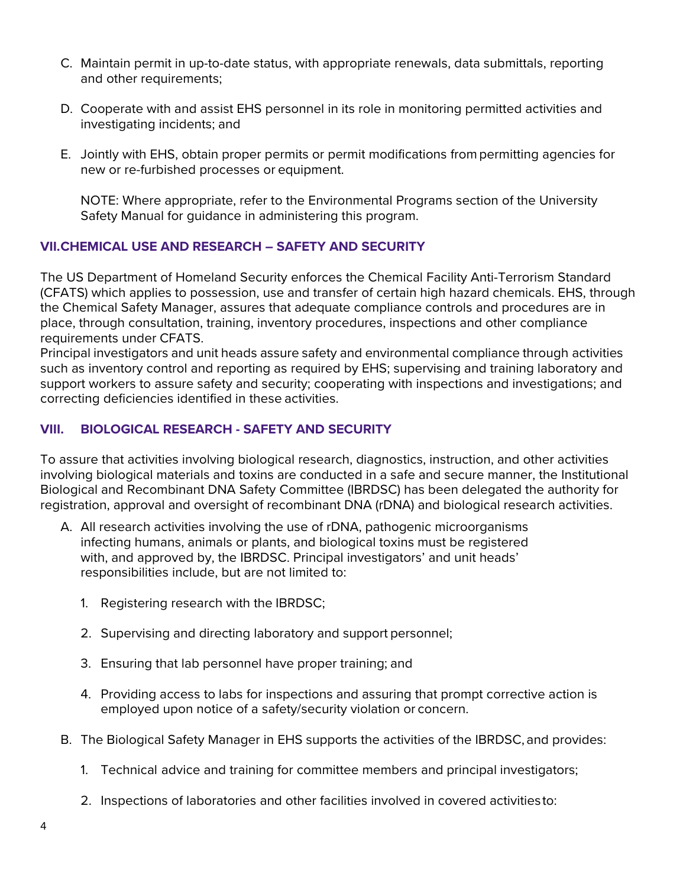C. Maintain permit in up-to-date status, with appropriate renewals, data submittals, reporting and other requirements;

D. Cooperate with and assist EHS personnel in its role in monitoring permitted activities and investigating incidents; and

E. Jointly with EHS, obtain proper permits or permit modifications from permitting agencies for new or re-furbished processes or equipment.

NOTE: Where appropriate, refer to the Environmental Programs section of the University Safety Manual for guidance in administering this program.

## VII. CHEMICAL USE AND RESEARCH – SAFETY AND SECURITY

The US Department of Homeland Security enforces the Chemical Facility Anti-Terrorism Standard (CFATS) which applies to possession, use and transfer of certain high hazard chemicals. EHS, through the Chemical Safety Manager, assures that adequate compliance controls and procedures are in place, through consultation, training, inventory procedures, inspections and other compliance requirements under CFATS.
Principal investigators and unit heads assure safety and environmental compliance through activities such as inventory control and reporting as required by EHS; supervising and training laboratory and support workers to assure safety and security; cooperating with inspections and investigations; and correcting deficiencies identified in these activities.

## VIII. BIOLOGICAL RESEARCH - SAFETY AND SECURITY

To assure that activities involving biological research, diagnostics, instruction, and other activities involving biological materials and toxins are conducted in a safe and secure manner, the Institutional Biological and Recombinant DNA Safety Committee (IBRDSC) has been delegated the authority for registration, approval and oversight of recombinant DNA (rDNA) and biological research activities.

A. All research activities involving the use of rDNA, pathogenic microorganisms infecting humans, animals or plants, and biological toxins must be registered with, and approved by, the IBRDSC. Principal investigators' and unit heads' responsibilities include, but are not limited to:

   1. Registering research with the IBRDSC;

   2. Supervising and directing laboratory and support personnel;

   3. Ensuring that lab personnel have proper training; and

   4. Providing access to labs for inspections and assuring that prompt corrective action is employed upon notice of a safety/security violation or concern.

B. The Biological Safety Manager in EHS supports the activities of the IBRDSC, and provides:

   1. Technical advice and training for committee members and principal investigators;

   2. Inspections of laboratories and other facilities involved in covered activities to: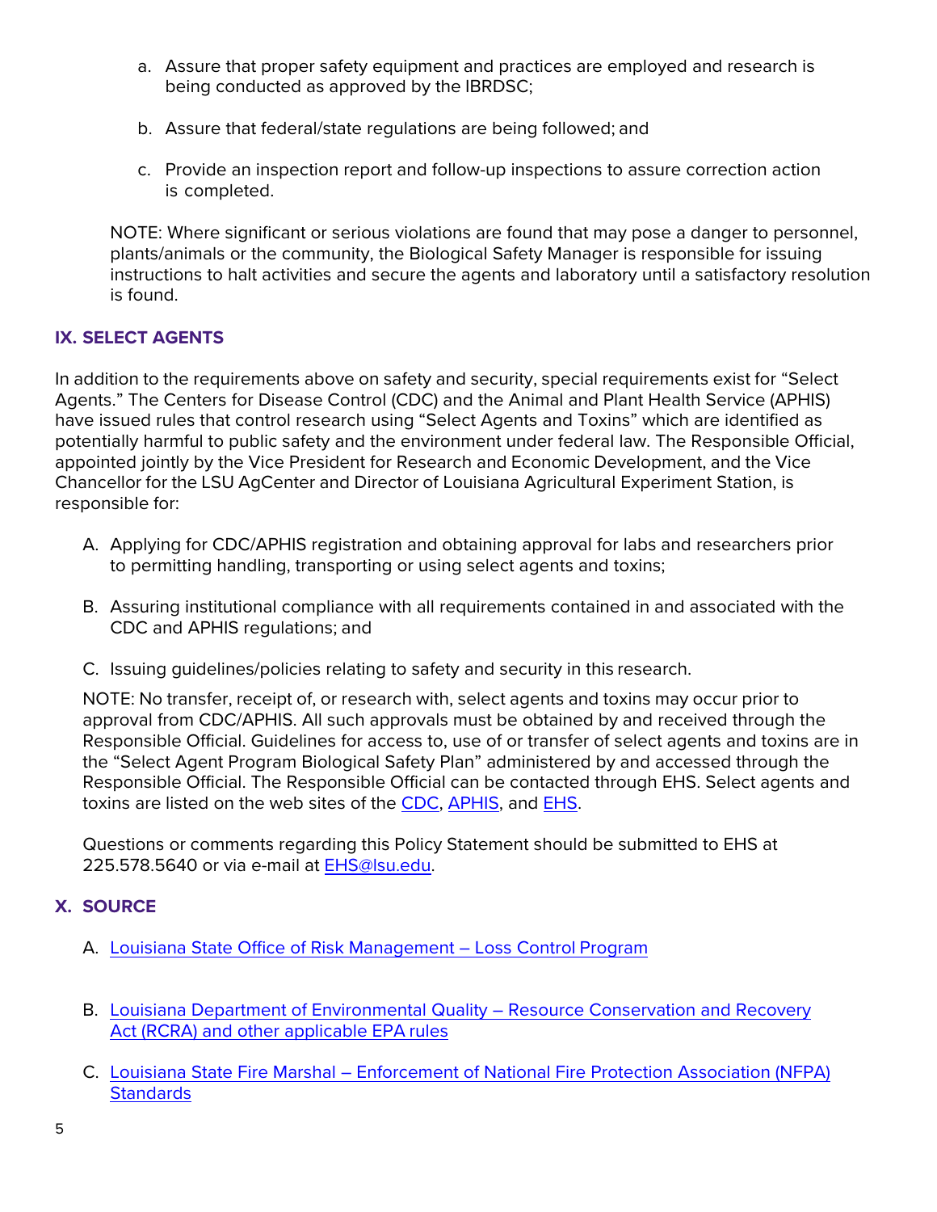a. Assure that proper safety equipment and practices are employed and research is being conducted as approved by the IBRDSC;

b. Assure that federal/state regulations are being followed; and

c. Provide an inspection report and follow-up inspections to assure correction action is completed.

NOTE: Where significant or serious violations are found that may pose a danger to personnel, plants/animals or the community, the Biological Safety Manager is responsible for issuing instructions to halt activities and secure the agents and laboratory until a satisfactory resolution is found.

## IX. SELECT AGENTS

In addition to the requirements above on safety and security, special requirements exist for “Select Agents.” The Centers for Disease Control (CDC) and the Animal and Plant Health Service (APHIS) have issued rules that control research using “Select Agents and Toxins” which are identified as potentially harmful to public safety and the environment under federal law. The Responsible Official, appointed jointly by the Vice President for Research and Economic Development, and the Vice Chancellor for the LSU AgCenter and Director of Louisiana Agricultural Experiment Station, is responsible for:

A. Applying for CDC/APHIS registration and obtaining approval for labs and researchers prior to permitting handling, transporting or using select agents and toxins;

B. Assuring institutional compliance with all requirements contained in and associated with the CDC and APHIS regulations; and

C. Issuing guidelines/policies relating to safety and security in this research.

NOTE: No transfer, receipt of, or research with, select agents and toxins may occur prior to approval from CDC/APHIS. All such approvals must be obtained by and received through the Responsible Official. Guidelines for access to, use of or transfer of select agents and toxins are in the “Select Agent Program Biological Safety Plan” administered by and accessed through the Responsible Official. The Responsible Official can be contacted through EHS. Select agents and toxins are listed on the web sites of the CDC, APHIS, and EHS.

Questions or comments regarding this Policy Statement should be submitted to EHS at 225.578.5640 or via e-mail at EHS@lsu.edu.

## X. SOURCE

A. Louisiana State Office of Risk Management – Loss Control Program

B. Louisiana Department of Environmental Quality – Resource Conservation and Recovery Act (RCRA) and other applicable EPA rules

C. Louisiana State Fire Marshal – Enforcement of National Fire Protection Association (NFPA) Standards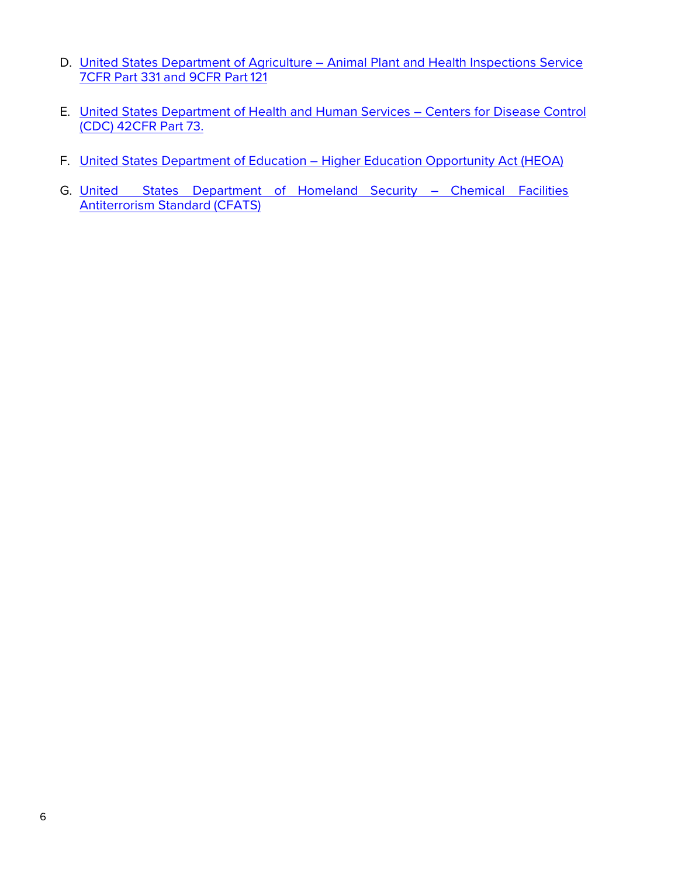D. United States Department of Agriculture – Animal Plant and Health Inspections Service 7CFR Part 331 and 9CFR Part 121

E. United States Department of Health and Human Services – Centers for Disease Control (CDC) 42CFR Part 73.

F. United States Department of Education – Higher Education Opportunity Act (HEOA)

G. United States Department of Homeland Security – Chemical Facilities Antiterrorism Standard (CFATS)